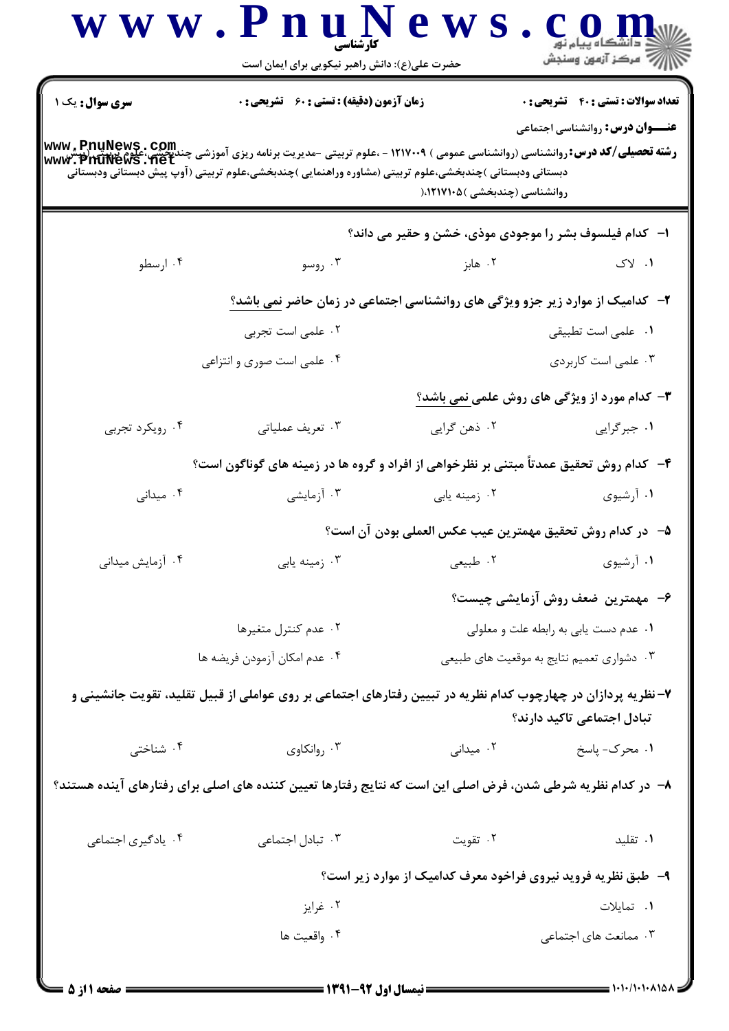**سری سوال:** یک ۱

**زمان آزمون (دقیقه) : تستی : ۶۰ تشریحی : ۰**

**تعداد سوالات : تستی : ۴۰ تشریحی : ۰**

**عنـــوان درس:** روانشناسی اجتماعی

**رشته تحصیلی/کد درس:** روانشناسی (روانشناسی عمومی ) ۱۲۱۷۰۰۹ - ،علوم تربیتی -مدیریت برنامه ریزی آموزشی چندبخشی،علوم تربیتی (پیش دبستانی ودبستانی )چندبخشی،علوم تربیتی (مشاوره وراهنمایی )چندبخشی،علوم تربیتی (آوپ پیش دبستانی ودبستانی روانشناسی (چندبخشی )۱۲۱۷۱۰۵،(

۱- کدام فیلسوف بشر را موجودی موذی، خشن و حقیر می داند؟

۱. لاک ۲. هابز ۳. روسو ۴. ارسطو

۲- کدامیک از موارد زیر جزو ویژگی های روانشناسی اجتماعی در زمان حاضر نمی باشد؟

۱. علمی است تطبیقی
۲. علمی است تجربی
۳. علمی است کاربردی
۴. علمی است صوری و انتزاعی

۳- کدام مورد از ویژگی های روش علمی نمی باشد؟

۱. جبرگرایی ۲. ذهن گرایی ۳. تعریف عملیاتی ۴. رویکرد تجربی

۴- کدام روش تحقیق عمدتاً مبتنی بر نظرخواهی از افراد و گروه ها در زمینه های گوناگون است؟

۱. آرشیوی ۲. زمینه یابی ۳. آزمایشی ۴. میدانی

۵- در کدام روش تحقیق مهمترین عیب عکس العملی بودن آن است؟

۱. آرشیوی ۲. طبیعی ۳. زمینه یابی ۴. آزمایش میدانی

۶- مهمترین ضعف روش آزمایشی چیست؟

۱. عدم دست یابی به رابطه علت و معلولی
۲. عدم کنترل متغیرها
۳. دشواری تعمیم نتایج به موقعیت های طبیعی
۴. عدم امکان آزمودن فریضه ها

۷-نظریه پردازان در چهارچوب کدام نظریه در تبیین رفتارهای اجتماعی بر روی عواملی از قبیل تقلید، تقویت جانشینی و تبادل اجتماعی تاکید دارند؟

۱. محرک- پاسخ ۲. میدانی ۳. روانکاوی ۴. شناختی

۸- در کدام نظریه شرطی شدن، فرض اصلی این است که نتایج رفتارها تعیین کننده های اصلی برای رفتارهای آینده هستند؟

۱. تقلید ۲. تقویت ۳. تبادل اجتماعی ۴. یادگیری اجتماعی

۹- طبق نظریه فروید نیروی فراخود معرف کدامیک از موارد زیر است؟

۱. تمایلات
۲. غرایز
۳. ممانعت های اجتماعی
۴. واقعیت ها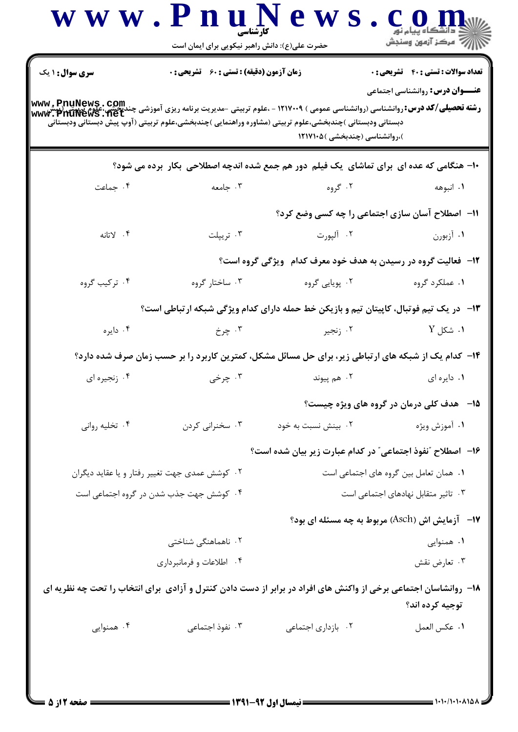سری سوال: ۱ یک | زمان آزمون (دقیقه): تستی: ۶۰ تشریحی: ۰ | تعداد سوالات: تستی: ۴۰ تشریحی: ۰

**عنـــوان درس:** روانشناسی اجتماعی

**رشته تحصیلی/کد درس:** روانشناسی (روانشناسی عمومی) ۱۲۱۷۰۰۹ - ،علوم تربیتی -مدیریت برنامه ریزی آموزشی چندبخشی،علوم تربیتی (پیش دبستانی ودبستانی )چندبخشی،علوم تربیتی (مشاوره وراهنمایی )چندبخشی،علوم تربیتی (آوپ پیش دبستانی ودبستانی )،روانشناسی (چندبخشی )۱۲۱۷۱۰۵

۱۰- هنگامی که عده ای برای تماشای یک فیلم دور هم جمع شده اندچه اصطلاحی بکار برده می شود؟

۱. انبوهه
۲. گروه
۳. جامعه
۴. جماعت

۱۱- اصطلاح آسان سازی اجتماعی را چه کسی وضع کرد؟

۱. آزبورن
۲. آلپورت
۳. تریپلت
۴. لاتانه

۱۲- فعالیت گروه در رسیدن به هدف خود معرف کدام ویژگی گروه است؟

۱. عملکرد گروه
۲. پویایی گروه
۳. ساختار گروه
۴. ترکیب گروه

۱۳- در یک تیم فوتبال، کاپیتان تیم و بازیکن خط حمله دارای کدام ویژگی شبکه ارتباطی است؟

۱. شکل Y
۲. زنجیر
۳. چرخ
۴. دایره

۱۴- کدام یک از شبکه های ارتباطی زیر، برای حل مسائل مشکل، کمترین کاربرد را بر حسب زمان صرف شده دارد؟

۱. دایره ای
۲. هم پیوند
۳. چرخی
۴. زنجیره ای

۱۵- هدف کلی درمان در گروه های ویژه چیست؟

۱. آموزش ویژه
۲. بینش نسبت به خود
۳. سخنرانی کردن
۴. تخلیه روانی

۱۶- اصطلاح "نفوذ اجتماعی" در کدام عبارت زیر بیان شده است؟

۱. همان تعامل بین گروه های اجتماعی است
۲. کوشش عمدی جهت تغییر رفتار و یا عقاید دیگران
۳. تاثیر متقابل نهادهای اجتماعی است
۴. کوشش جهت جذب شدن در گروه اجتماعی است

۱۷- آزمایش اش (Asch) مربوط به چه مسئله ای بود؟

۱. همنوایی
۲. ناهماهنگی شناختی
۳. تعارض نقش
۴. اطلاعات و فرمانبرداری

۱۸- روانشاسان اجتماعی برخی از واکنش های افراد در برابر از دست دادن کنترل و آزادی برای انتخاب را تحت چه نظریه ای توجیه کرده اند؟

۱. عکس العمل
۲. بازداری اجتماعی
۳. نفوذ اجتماعی
۴. همنوایی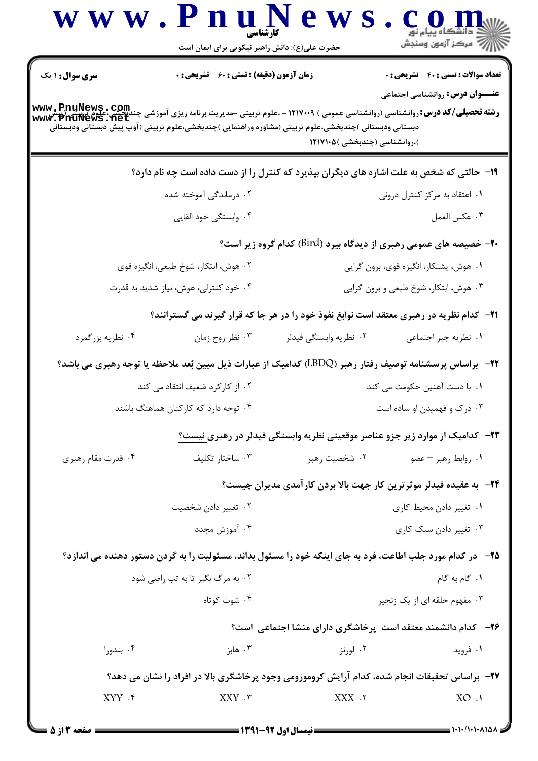**سری سوال:** ۱ یک | **زمان آزمون (دقیقه) : تستی :** ۶۰ **تشریحی :** ۰ | **تعداد سوالات : تستی :** ۴۰ **تشریحی :** ۰

**عنـــوان درس:** روانشناسی اجتماعی

**رشته تحصیلی/کد درس:** روانشناسی (روانشناسی عمومی ) ۱۲۱۷۰۰۹ - ،علوم تربیتی -مدیریت برنامه ریزی آموزشی چندبخشی،علوم تربیتی (پیش دبستانی ودبستانی )چندبخشی،علوم تربیتی (مشاوره وراهنمایی )چندبخشی،علوم تربیتی (آوپ پیش دبستانی ودبستانی )،روانشناسی (چندبخشی )۱۲۱۷۱۰۵

۱۹- حالتی که شخص به علت اشاره های دیگران بپذیرد که کنترل را از دست داده است چه نام دارد؟

۱. اعتقاد به مرکز کنترل درونی
۲. درماندگی آموخته شده
۳. عکس العمل
۴. وابستگی خود القایی

۲۰- خصیصه های عمومی رهبری از دیدگاه بیرد (Bird) کدام گروه زیر است؟

۱. هوش، پشتکار، انگیزه قوی، برون گرایی
۲. هوش، ابتکار، شوخ طبعی، انگیزه قوی
۳. هوش، ابتکار، شوخ طبعی و برون گرایی
۴. خود کنترلی، هوش، نیاز شدید به قدرت

۲۱- کدام نظریه در رهبری معتقد است نوابغ نفوذ خود را در هر جا که قرار گیرند می گسترانند؟

۱. نظریه جبر اجتماعی
۲. نظریه وابستگی فیدلر
۳. نظر روح زمان
۴. نظریه بزرگمرد

۲۲- براساس پرسشنامه توصیف رفتار رهبر (LBDQ) کدامیک از عبارات ذیل مبین بُعد ملاحظه یا توجه رهبری می باشد؟

۱. با دست آهنین حکومت می کند
۲. از کارکرد ضعیف انتقاد می کند
۳. درک و فهمیدن او ساده است
۴. توجه دارد که کارکنان هماهنگ باشند

۲۳- کدامیک از موارد زیر جزو عناصر موقعیتی نظریه وابستگی فیدلر در رهبری نیست؟

۱. روابط رهبر – عضو
۲. شخصیت رهبر
۳. ساختار تکلیف
۴. قدرت مقام رهبری

۲۴- به عقیده فیدلر موثرترین کار جهت بالا بردن کارآمدی مدیران چیست؟

۱. تغییر دادن محیط کاری
۲. تغییر دادن شخصیت
۳. تغییر دادن سبک کاری
۴. آموزش مجدد

۲۵- در کدام مورد جلب اطاعت، فرد به جای اینکه خود را مسئول بداند، مسئولیت را به گردن دستور دهنده می اندازد؟

۱. گام به گام
۲. به مرگ بگیر تا به تب راضی شود
۳. مفهوم حلقه ای از یک زنجیر
۴. شوت کوتاه

۲۶- کدام دانشمند معتقد است پرخاشگری دارای منشا اجتماعی است؟

۱. فروید
۲. لورنز
۳. هابز
۴. بندورا

۲۷- براساس تحقیقات انجام شده، کدام آرایش کروموزومی وجود پرخاشگری بالا در افراد را نشان می دهد؟

۱. XO
۲. XXX
۳. XXY
۴. XYY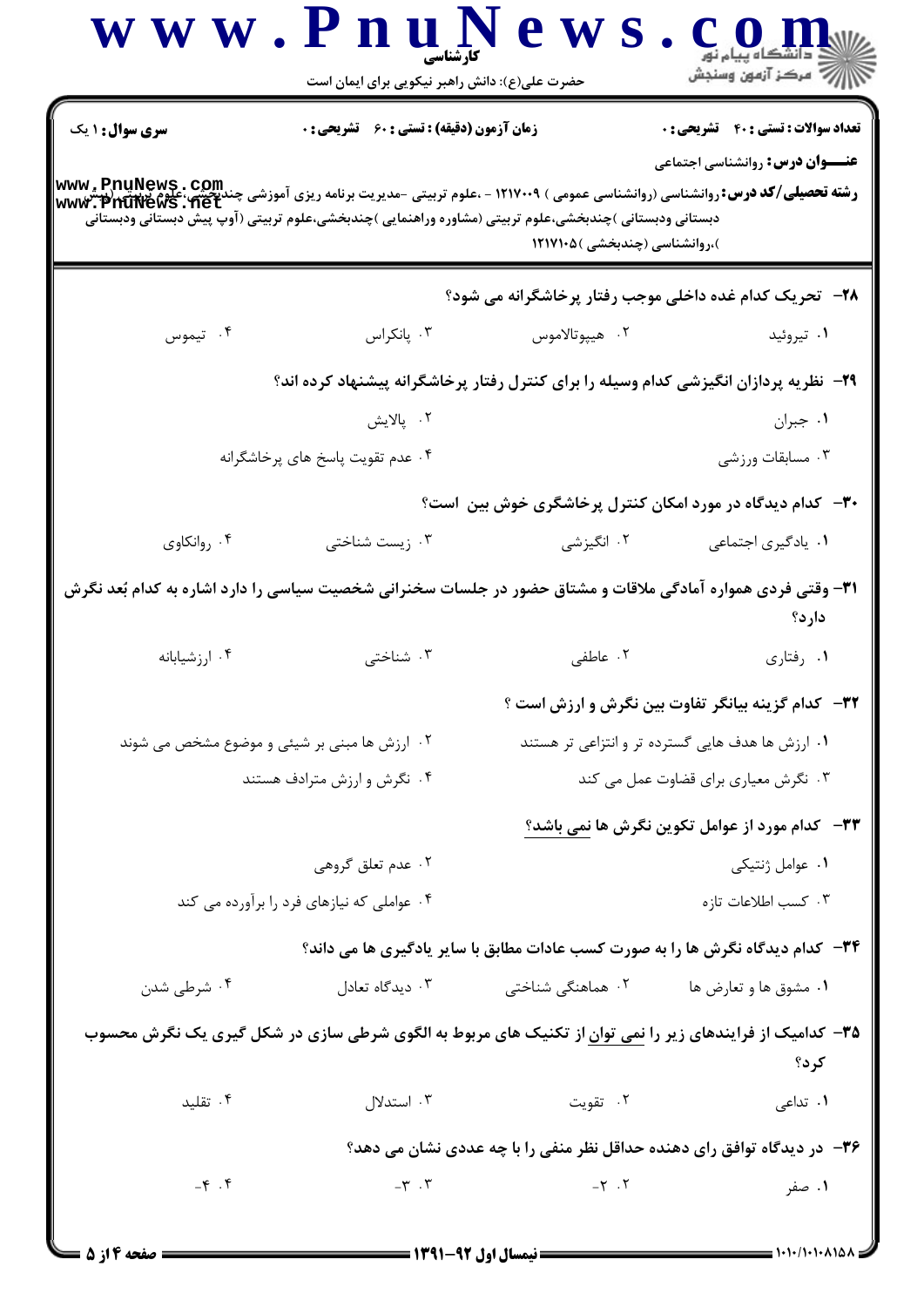**سری سوال:** ۱ یک

**زمان آزمون (دقیقه) : تستی : ۶۰ تشریحی : ۰**

**تعداد سوالات : تستی : ۴۰ تشریحی : ۰**

**عنـــوان درس:** روانشناسی اجتماعی

**رشته تحصیلی/کد درس:** روانشناسی (روانشناسی عمومی ) ۱۲۱۷۰۰۹ - ،علوم تربیتی -مدیریت برنامه ریزی آموزشی چندبخشی،علوم تربیتی (پیش دبستانی ودبستانی )چندبخشی،علوم تربیتی (مشاوره وراهنمایی )چندبخشی،علوم تربیتی (آوپ پیش دبستانی ودبستانی )،روانشناسی (چندبخشی )۱۲۱۷۱۰۵

۲۸- تحریک کدام غده داخلی موجب رفتار پرخاشگرانه می شود؟

۱. تیروئید ۲. هیپوتالاموس ۳. پانکراس ۴. تیموس

۲۹- نظریه پردازان انگیزشی کدام وسیله را برای کنترل رفتار پرخاشگرانه پیشنهاد کرده اند؟

۱. جبران ۲. پالایش ۳. مسابقات ورزشی ۴. عدم تقویت پاسخ های پرخاشگرانه

۳۰- کدام دیدگاه در مورد امکان کنترل پرخاشگری خوش بین است؟

۱. یادگیری اجتماعی ۲. انگیزشی ۳. زیست شناختی ۴. روانکاوی

۳۱- وقتی فردی همواره آمادگی ملاقات و مشتاق حضور در جلسات سخنرانی شخصیت سیاسی را دارد اشاره به کدام بُعد نگرش دارد؟

۱. رفتاری ۲. عاطفی ۳. شناختی ۴. ارزشیابانه

۳۲- کدام گزینه بیانگر تفاوت بین نگرش و ارزش است ؟

۱. ارزش ها هدف هایی گسترده تر و انتزاعی تر هستند
۲. ارزش ها مبنی بر شیئی و موضوع مشخص می شوند
۳. نگرش معیاری برای قضاوت عمل می کند
۴. نگرش و ارزش مترادف هستند

۳۳- کدام مورد از عوامل تکوین نگرش ها نمی باشد؟

۱. عوامل ژنتیکی ۲. عدم تعلق گروهی ۳. کسب اطلاعات تازه ۴. عواملی که نیازهای فرد را برآورده می کند

۳۴- کدام دیدگاه نگرش ها را به صورت کسب عادات مطابق با سایر یادگیری ها می داند؟

۱. مشوق ها و تعارض ها ۲. هماهنگی شناختی ۳. دیدگاه تعادل ۴. شرطی شدن

۳۵- کدامیک از فرایندهای زیر را نمی توان از تکنیک های مربوط به الگوی شرطی سازی در شکل گیری یک نگرش محسوب کرد؟

۱. تداعی ۲. تقویت ۳. استدلال ۴. تقلید

۳۶- در دیدگاه توافق رای دهنده حداقل نظر منفی را با چه عددی نشان می دهد؟

۱. صفر ۲. -۲ ۳. -۳ ۴. -۴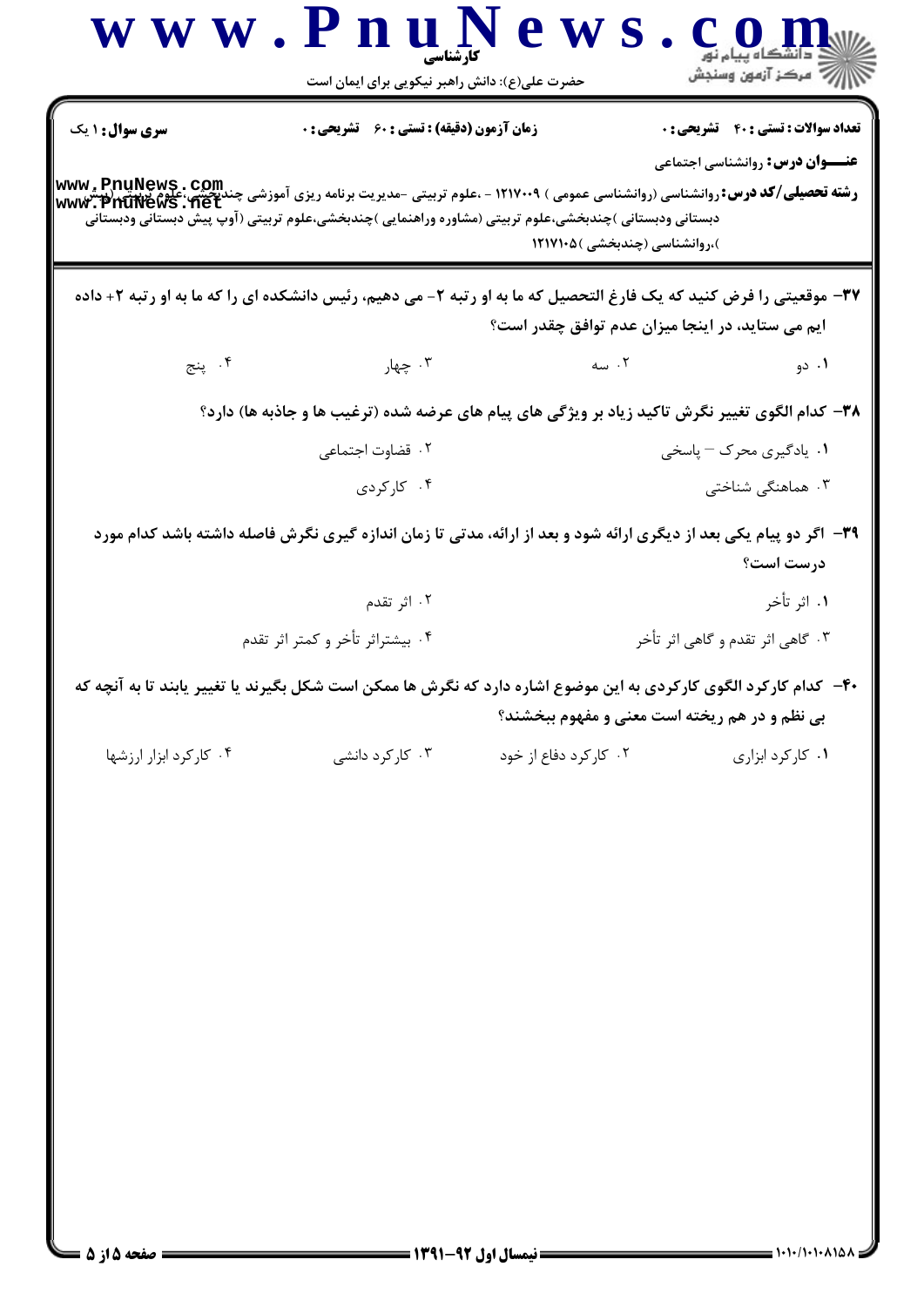**تعداد سوالات : تستی : ۴۰ تشریحی : ۰** **زمان آزمون (دقیقه) : تستی : ۶۰ تشریحی : ۰** **سری سوال : ۱ یک**

**عنـــوان درس:** روانشناسی اجتماعی

**رشته تحصیلی/کد درس:** روانشناسی (روانشناسی عمومی ) ۱۲۱۷۰۰۹ - ،علوم تربیتی -مدیریت برنامه ریزی آموزشی چندبخشی،علوم تربیتی (پیش دبستانی ودبستانی )چندبخشی،علوم تربیتی (مشاوره وراهنمایی )چندبخشی،علوم تربیتی (آوپ پیش دبستانی ودبستانی )،روانشناسی (چندبخشی )۱۲۱۷۱۰۵

**۳۷- موقعیتی را فرض کنید که یک فارغ التحصیل که ما به او رتبه ۲- می دهیم، رئیس دانشکده ای را که ما به او رتبه ۲+ داده ایم می ستاید، در اینجا میزان عدم توافق چقدر است؟**

۱. دو ۲. سه ۳. چهار ۴. پنج

**۳۸- کدام الگوی تغییر نگرش تاکید زیاد بر ویژگی های پیام های عرضه شده (ترغیب ها و جاذبه ها) دارد؟**

۱. یادگیری محرک – پاسخی ۲. قضاوت اجتماعی

۳. هماهنگی شناختی ۴. کارکردی

**۳۹- اگر دو پیام یکی بعد از دیگری ارائه شود و بعد از ارائه، مدتی تا زمان اندازه گیری نگرش فاصله داشته باشد کدام مورد درست است؟**

۱. اثر تأخر ۲. اثر تقدم

۳. گاهی اثر تقدم و گاهی اثر تأخر ۴. بیشتراثر تأخر و کمتر اثر تقدم

**۴۰- کدام کارکرد الگوی کارکردی به این موضوع اشاره دارد که نگرش ها ممکن است شکل بگیرند یا تغییر یابند تا به آنچه که بی نظم و در هم ریخته است معنی و مفهوم ببخشند؟**

۱. کارکرد ابزاری ۲. کارکرد دفاع از خود ۳. کارکرد دانشی ۴. کارکرد ابزار ارزشها